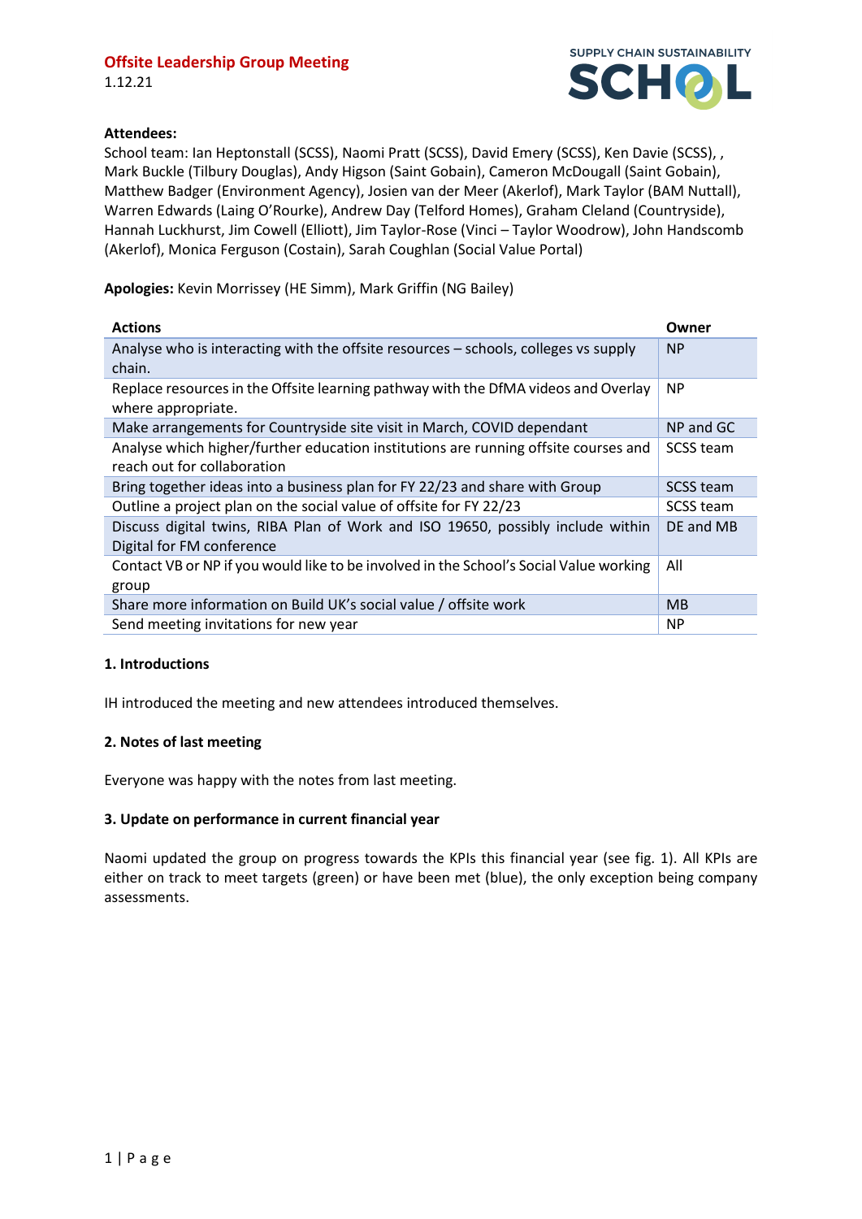# Offsite Leadership Group Meeting

1.12.21

**Attendees:**
School team: Ian Heptonstall (SCSS), Naomi Pratt (SCSS), David Emery (SCSS), Ken Davie (SCSS), , Mark Buckle (Tilbury Douglas), Andy Higson (Saint Gobain), Cameron McDougall (Saint Gobain), Matthew Badger (Environment Agency), Josien van der Meer (Akerlof), Mark Taylor (BAM Nuttall), Warren Edwards (Laing O'Rourke), Andrew Day (Telford Homes), Graham Cleland (Countryside), Hannah Luckhurst, Jim Cowell (Elliott), Jim Taylor-Rose (Vinci – Taylor Woodrow), John Handscomb (Akerlof), Monica Ferguson (Costain), Sarah Coughlan (Social Value Portal)

**Apologies:** Kevin Morrissey (HE Simm), Mark Griffin (NG Bailey)

| Actions | Owner |
|---|---|
| Analyse who is interacting with the offsite resources – schools, colleges vs supply chain. | NP |
| Replace resources in the Offsite learning pathway with the DfMA videos and Overlay where appropriate. | NP |
| Make arrangements for Countryside site visit in March, COVID dependant | NP and GC |
| Analyse which higher/further education institutions are running offsite courses and reach out for collaboration | SCSS team |
| Bring together ideas into a business plan for FY 22/23 and share with Group | SCSS team |
| Outline a project plan on the social value of offsite for FY 22/23 | SCSS team |
| Discuss digital twins, RIBA Plan of Work and ISO 19650, possibly include within Digital for FM conference | DE and MB |
| Contact VB or NP if you would like to be involved in the School's Social Value working group | All |
| Share more information on Build UK's social value / offsite work | MB |
| Send meeting invitations for new year | NP |

## 1. Introductions

IH introduced the meeting and new attendees introduced themselves.

## 2. Notes of last meeting

Everyone was happy with the notes from last meeting.

## 3. Update on performance in current financial year

Naomi updated the group on progress towards the KPIs this financial year (see fig. 1). All KPIs are either on track to meet targets (green) or have been met (blue), the only exception being company assessments.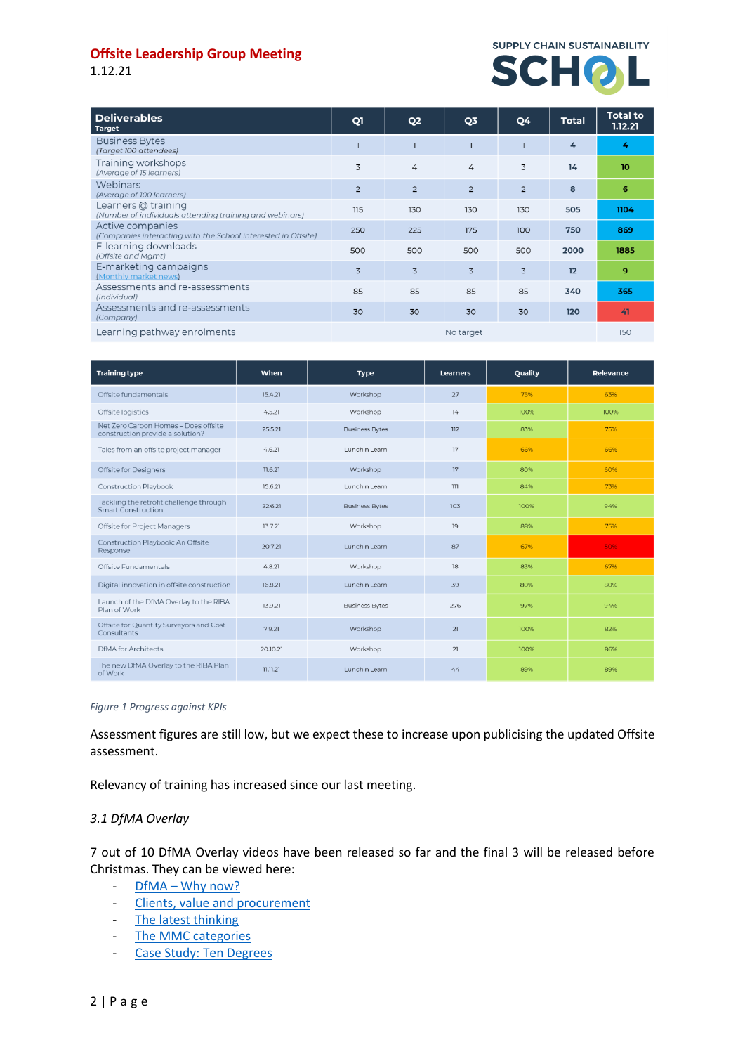Offsite Leadership Group Meeting
1.12.21

| Deliverables Target | Q1 | Q2 | Q3 | Q4 | Total | Total to 1.12.21 |
|---|---|---|---|---|---|---|
| Business Bytes (Target 100 attendees) | 1 | 1 | 1 | 1 | 4 | 4 |
| Training workshops (Average of 15 learners) | 3 | 4 | 4 | 3 | 14 | 10 |
| Webinars (Average of 100 learners) | 2 | 2 | 2 | 2 | 8 | 6 |
| Learners @ training (Number of individuals attending training and webinars) | 115 | 130 | 130 | 130 | 505 | 1104 |
| Active companies (Companies interacting with the School interested in Offsite) | 250 | 225 | 175 | 100 | 750 | 869 |
| E-learning downloads (Offsite and Mgmt) | 500 | 500 | 500 | 500 | 2000 | 1885 |
| E-marketing campaigns (Monthly market news) | 3 | 3 | 3 | 3 | 12 | 9 |
| Assessments and re-assessments (Individual) | 85 | 85 | 85 | 85 | 340 | 365 |
| Assessments and re-assessments (Company) | 30 | 30 | 30 | 30 | 120 | 41 |
| Learning pathway enrolments | No target | | | | | 150 |

| Training type | When | Type | Learners | Quality | Relevance |
|---|---|---|---|---|---|
| Offsite fundamentals | 15.4.21 | Workshop | 27 | 75% | 63% |
| Offsite logistics | 4.5.21 | Workshop | 14 | 100% | 100% |
| Net Zero Carbon Homes – Does offsite construction provide a solution? | 25.5.21 | Business Bytes | 112 | 83% | 75% |
| Tales from an offsite project manager | 4.6.21 | Lunch n Learn | 17 | 66% | 66% |
| Offsite for Designers | 11.6.21 | Workshop | 17 | 80% | 60% |
| Construction Playbook | 15.6.21 | Lunch n Learn | 111 | 84% | 73% |
| Tackling the retrofit challenge through Smart Construction | 22.6.21 | Business Bytes | 103 | 100% | 94% |
| Offsite for Project Managers | 13.7.21 | Workshop | 19 | 88% | 75% |
| Construction Playbook: An Offsite Response | 20.7.21 | Lunch n Learn | 87 | 67% | 50% |
| Offsite Fundamentals | 4.8.21 | Workshop | 18 | 83% | 67% |
| Digital innovation in offsite construction | 16.8.21 | Lunch n Learn | 39 | 80% | 80% |
| Launch of the DfMA Overlay to the RIBA Plan of Work | 13.9.21 | Business Bytes | 276 | 97% | 94% |
| Offsite for Quantity Surveyors and Cost Consultants | 7.9.21 | Workshop | 21 | 100% | 82% |
| DfMA for Architects | 20.10.21 | Workshop | 21 | 100% | 86% |
| The new DfMA Overlay to the RIBA Plan of Work | 11.11.21 | Lunch n Learn | 44 | 89% | 89% |

*Figure 1 Progress against KPIs*

Assessment figures are still low, but we expect these to increase upon publicising the updated Offsite assessment.

Relevancy of training has increased since our last meeting.

*3.1 DfMA Overlay*

7 out of 10 DfMA Overlay videos have been released so far and the final 3 will be released before Christmas. They can be viewed here:

- DfMA – Why now?
- Clients, value and procurement
- The latest thinking
- The MMC categories
- Case Study: Ten Degrees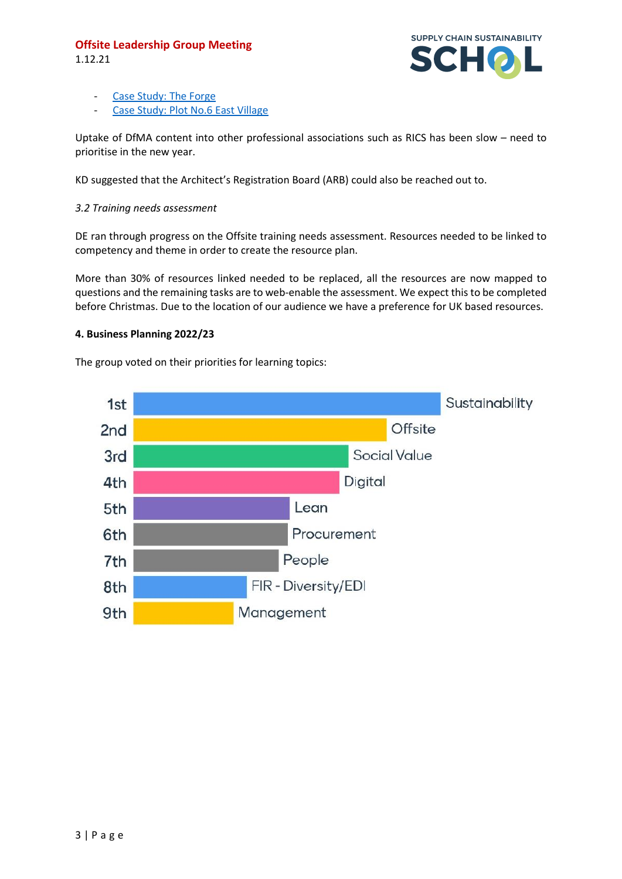- [Case Study: The Forge]
- [Case Study: Plot No.6 East Village]

Uptake of DfMA content into other professional associations such as RICS has been slow – need to prioritise in the new year.

KD suggested that the Architect's Registration Board (ARB) could also be reached out to.

*3.2 Training needs assessment*

DE ran through progress on the Offsite training needs assessment. Resources needed to be linked to competency and theme in order to create the resource plan.

More than 30% of resources linked needed to be replaced, all the resources are now mapped to questions and the remaining tasks are to web-enable the assessment. We expect this to be completed before Christmas. Due to the location of our audience we have a preference for UK based resources.

**4. Business Planning 2022/23**

The group voted on their priorities for learning topics:

| Rank | Topic |
|---|---|
| 1st | Sustainability |
| 2nd | Offsite |
| 3rd | Social Value |
| 4th | Digital |
| 5th | Lean |
| 6th | Procurement |
| 7th | People |
| 8th | FIR - Diversity/EDI |
| 9th | Management |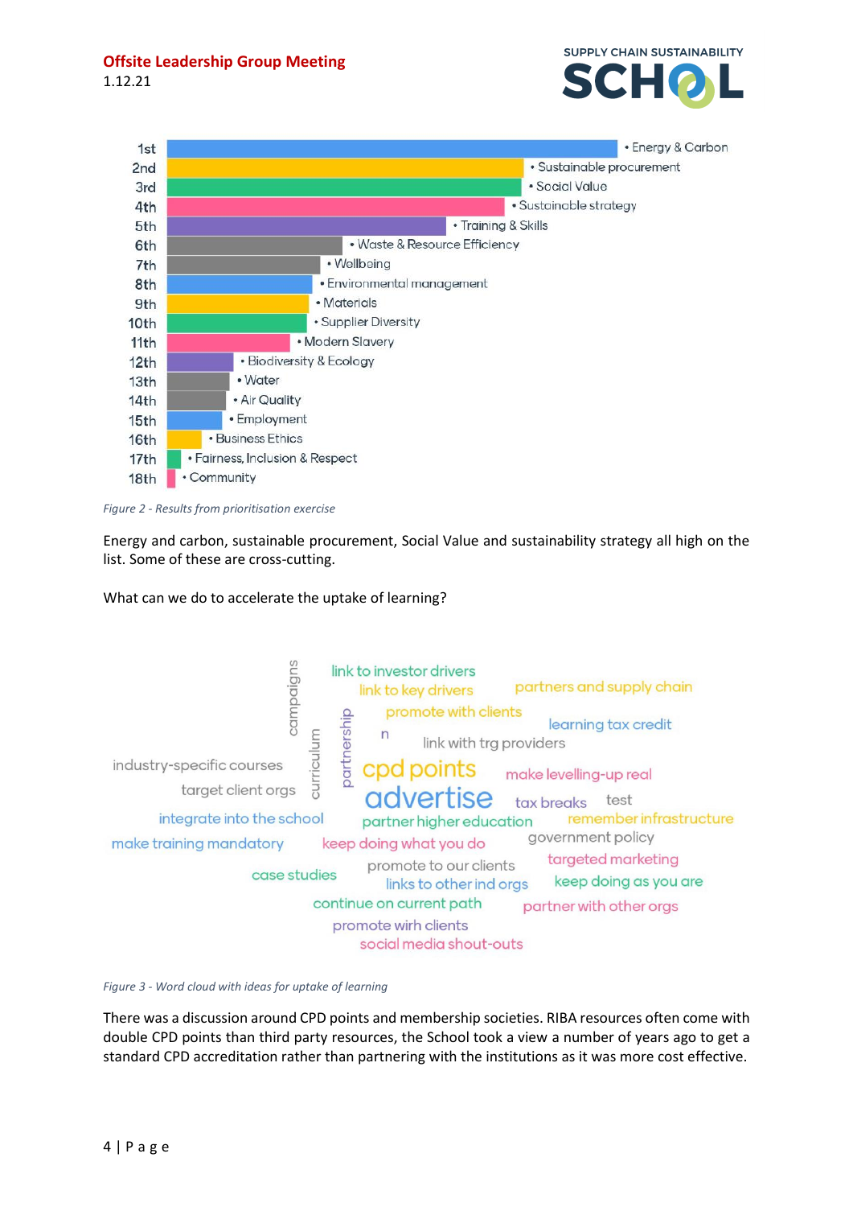| Rank | Topic |
|---|---|
| 1st | Energy & Carbon |
| 2nd | Sustainable procurement |
| 3rd | Social Value |
| 4th | Sustainable strategy |
| 5th | Training & Skills |
| 6th | Waste & Resource Efficiency |
| 7th | Wellbeing |
| 8th | Environmental management |
| 9th | Materials |
| 10th | Supplier Diversity |
| 11th | Modern Slavery |
| 12th | Biodiversity & Ecology |
| 13th | Water |
| 14th | Air Quality |
| 15th | Employment |
| 16th | Business Ethics |
| 17th | Fairness, Inclusion & Respect |
| 18th | Community |

*Figure 2 - Results from prioritisation exercise*

Energy and carbon, sustainable procurement, Social Value and sustainability strategy all high on the list. Some of these are cross-cutting.

What can we do to accelerate the uptake of learning?

campaigns, link to investor drivers, link to key drivers, partners and supply chain, promote with clients, partnership, curriculum, n, learning tax credit, link with trg providers, industry-specific courses, cpd points, make levelling-up real, target client orgs, advertise, tax breaks, test, integrate into the school, partner higher education, remember infrastructure, make training mandatory, keep doing what you do, government policy, targeted marketing, case studies, promote to our clients, links to other ind orgs, keep doing as you are, continue on current path, partner with other orgs, promote wirh clients, social media shout-outs

*Figure 3 - Word cloud with ideas for uptake of learning*

There was a discussion around CPD points and membership societies. RIBA resources often come with double CPD points than third party resources, the School took a view a number of years ago to get a standard CPD accreditation rather than partnering with the institutions as it was more cost effective.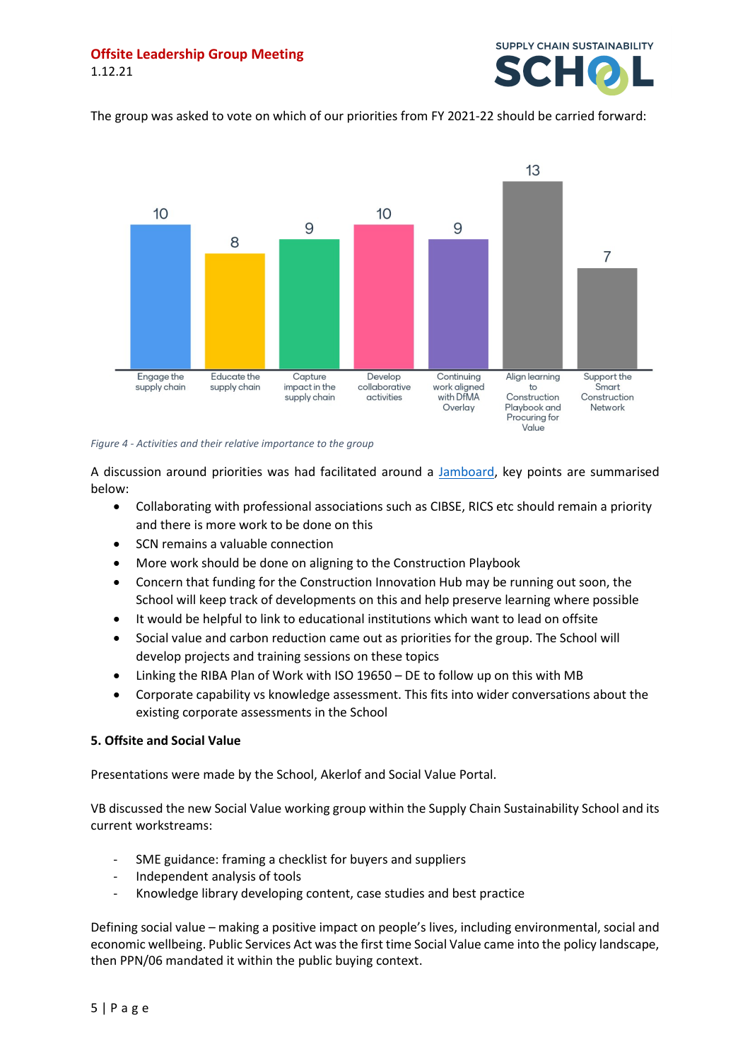The group was asked to vote on which of our priorities from FY 2021-22 should be carried forward:

| Activity | Votes |
|---|---|
| Engage the supply chain | 10 |
| Educate the supply chain | 8 |
| Capture impact in the supply chain | 9 |
| Develop collaborative activities | 10 |
| Continuing work aligned with DfMA Overlay | 9 |
| Align learning to Construction Playbook and Procuring for Value | 13 |
| Support the Smart Construction Network | 7 |

*Figure 4 - Activities and their relative importance to the group*

A discussion around priorities was had facilitated around a Jamboard, key points are summarised below:

- Collaborating with professional associations such as CIBSE, RICS etc should remain a priority and there is more work to be done on this
- SCN remains a valuable connection
- More work should be done on aligning to the Construction Playbook
- Concern that funding for the Construction Innovation Hub may be running out soon, the School will keep track of developments on this and help preserve learning where possible
- It would be helpful to link to educational institutions which want to lead on offsite
- Social value and carbon reduction came out as priorities for the group. The School will develop projects and training sessions on these topics
- Linking the RIBA Plan of Work with ISO 19650 – DE to follow up on this with MB
- Corporate capability vs knowledge assessment. This fits into wider conversations about the existing corporate assessments in the School

**5. Offsite and Social Value**

Presentations were made by the School, Akerlof and Social Value Portal.

VB discussed the new Social Value working group within the Supply Chain Sustainability School and its current workstreams:

- SME guidance: framing a checklist for buyers and suppliers
- Independent analysis of tools
- Knowledge library developing content, case studies and best practice

Defining social value – making a positive impact on people's lives, including environmental, social and economic wellbeing. Public Services Act was the first time Social Value came into the policy landscape, then PPN/06 mandated it within the public buying context.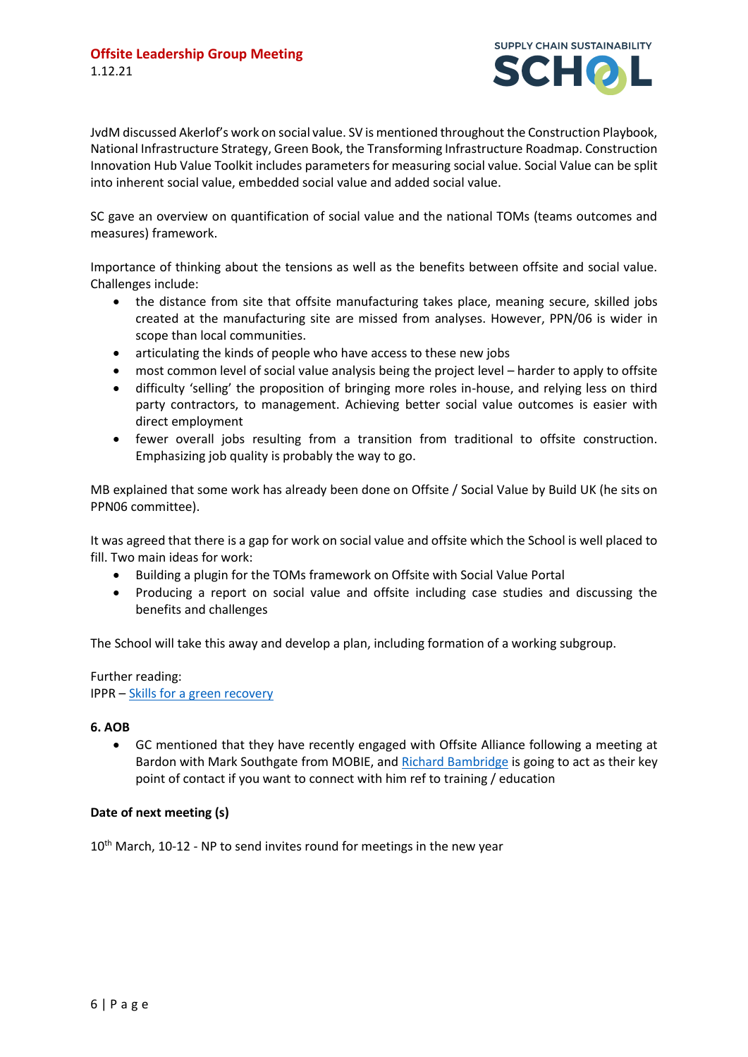JvdM discussed Akerlof's work on social value. SV is mentioned throughout the Construction Playbook, National Infrastructure Strategy, Green Book, the Transforming Infrastructure Roadmap. Construction Innovation Hub Value Toolkit includes parameters for measuring social value. Social Value can be split into inherent social value, embedded social value and added social value.

SC gave an overview on quantification of social value and the national TOMs (teams outcomes and measures) framework.

Importance of thinking about the tensions as well as the benefits between offsite and social value. Challenges include:

- the distance from site that offsite manufacturing takes place, meaning secure, skilled jobs created at the manufacturing site are missed from analyses. However, PPN/06 is wider in scope than local communities.
- articulating the kinds of people who have access to these new jobs
- most common level of social value analysis being the project level – harder to apply to offsite
- difficulty 'selling' the proposition of bringing more roles in-house, and relying less on third party contractors, to management. Achieving better social value outcomes is easier with direct employment
- fewer overall jobs resulting from a transition from traditional to offsite construction. Emphasizing job quality is probably the way to go.

MB explained that some work has already been done on Offsite / Social Value by Build UK (he sits on PPN06 committee).

It was agreed that there is a gap for work on social value and offsite which the School is well placed to fill. Two main ideas for work:

- Building a plugin for the TOMs framework on Offsite with Social Value Portal
- Producing a report on social value and offsite including case studies and discussing the benefits and challenges

The School will take this away and develop a plan, including formation of a working subgroup.

Further reading:
IPPR – Skills for a green recovery

**6. AOB**

- GC mentioned that they have recently engaged with Offsite Alliance following a meeting at Bardon with Mark Southgate from MOBIE, and Richard Bambridge is going to act as their key point of contact if you want to connect with him ref to training / education

**Date of next meeting (s)**

10th March, 10-12 - NP to send invites round for meetings in the new year